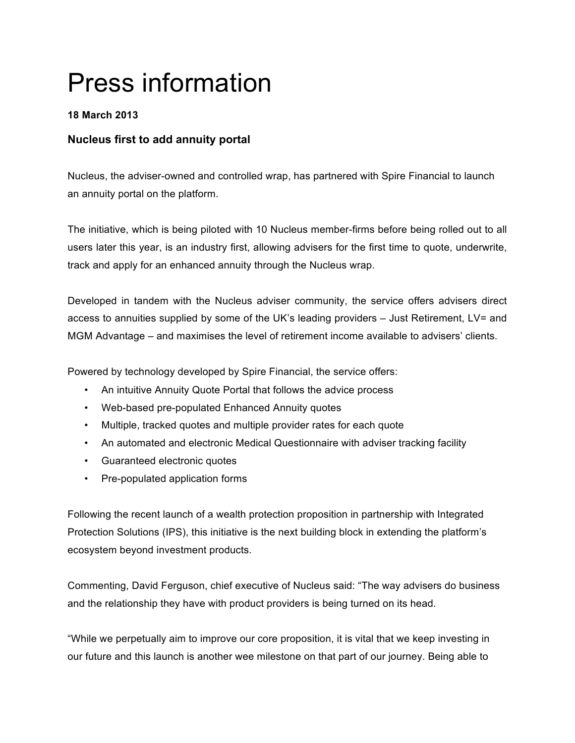# Press information

**18 March 2013**

### Nucleus first to add annuity portal

Nucleus, the adviser-owned and controlled wrap, has partnered with Spire Financial to launch an annuity portal on the platform.

The initiative, which is being piloted with 10 Nucleus member-firms before being rolled out to all users later this year, is an industry first, allowing advisers for the first time to quote, underwrite, track and apply for an enhanced annuity through the Nucleus wrap.

Developed in tandem with the Nucleus adviser community, the service offers advisers direct access to annuities supplied by some of the UK's leading providers – Just Retirement, LV= and MGM Advantage – and maximises the level of retirement income available to advisers' clients.

Powered by technology developed by Spire Financial, the service offers:

- An intuitive Annuity Quote Portal that follows the advice process
- Web-based pre-populated Enhanced Annuity quotes
- Multiple, tracked quotes and multiple provider rates for each quote
- An automated and electronic Medical Questionnaire with adviser tracking facility
- Guaranteed electronic quotes
- Pre-populated application forms

Following the recent launch of a wealth protection proposition in partnership with Integrated Protection Solutions (IPS), this initiative is the next building block in extending the platform's ecosystem beyond investment products.

Commenting, David Ferguson, chief executive of Nucleus said: "The way advisers do business and the relationship they have with product providers is being turned on its head.

"While we perpetually aim to improve our core proposition, it is vital that we keep investing in our future and this launch is another wee milestone on that part of our journey. Being able to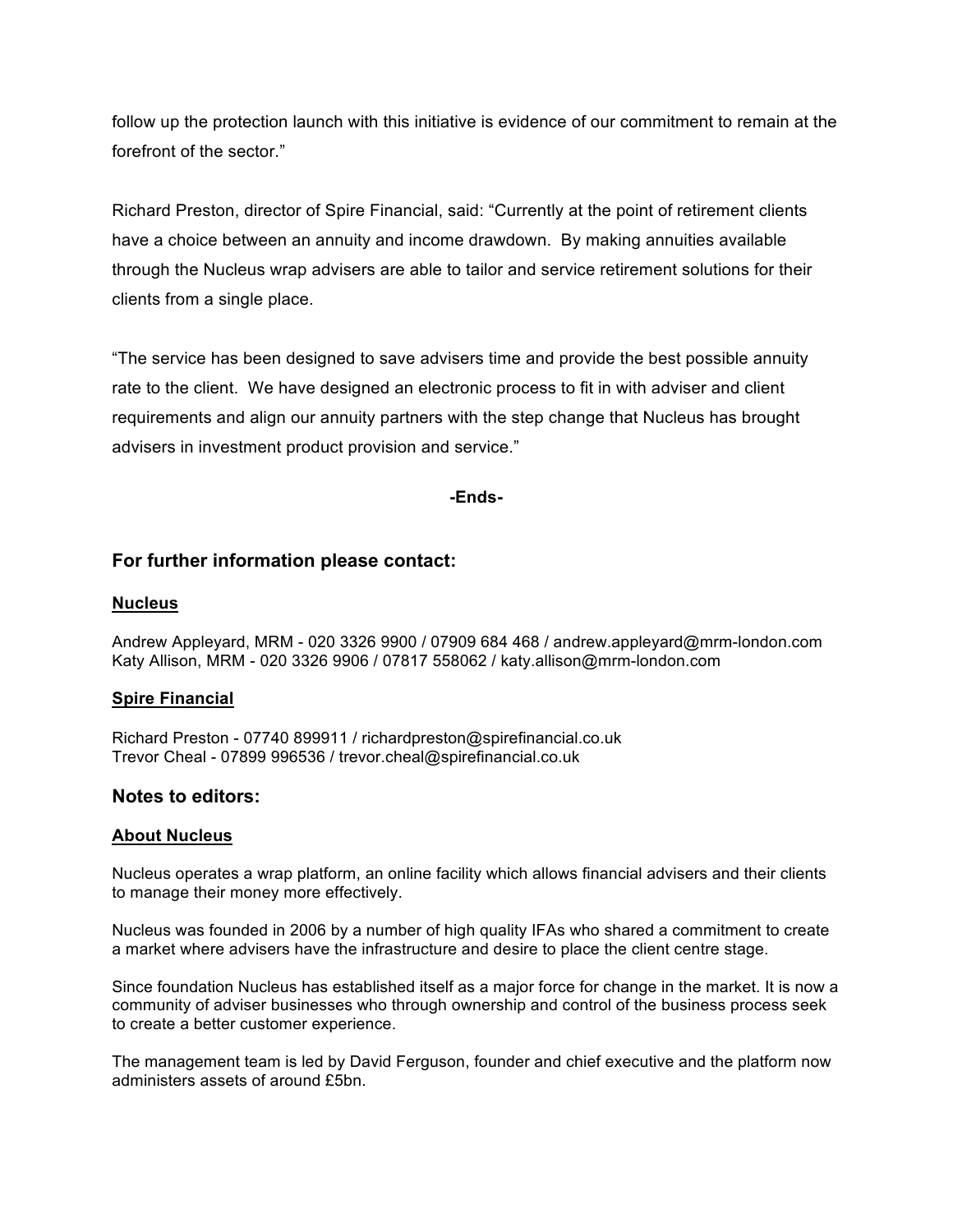follow up the protection launch with this initiative is evidence of our commitment to remain at the forefront of the sector."

Richard Preston, director of Spire Financial, said: "Currently at the point of retirement clients have a choice between an annuity and income drawdown. By making annuities available through the Nucleus wrap advisers are able to tailor and service retirement solutions for their clients from a single place.

"The service has been designed to save advisers time and provide the best possible annuity rate to the client. We have designed an electronic process to fit in with adviser and client requirements and align our annuity partners with the step change that Nucleus has brought advisers in investment product provision and service."

**-Ends-**

## For further information please contact:

**Nucleus**

Andrew Appleyard, MRM - 020 3326 9900 / 07909 684 468 / andrew.appleyard@mrm-london.com
Katy Allison, MRM - 020 3326 9906 / 07817 558062 / katy.allison@mrm-london.com

**Spire Financial**

Richard Preston - 07740 899911 / richardpreston@spirefinancial.co.uk
Trevor Cheal - 07899 996536 / trevor.cheal@spirefinancial.co.uk

## Notes to editors:

**About Nucleus**

Nucleus operates a wrap platform, an online facility which allows financial advisers and their clients to manage their money more effectively.

Nucleus was founded in 2006 by a number of high quality IFAs who shared a commitment to create a market where advisers have the infrastructure and desire to place the client centre stage.

Since foundation Nucleus has established itself as a major force for change in the market. It is now a community of adviser businesses who through ownership and control of the business process seek to create a better customer experience.

The management team is led by David Ferguson, founder and chief executive and the platform now administers assets of around £5bn.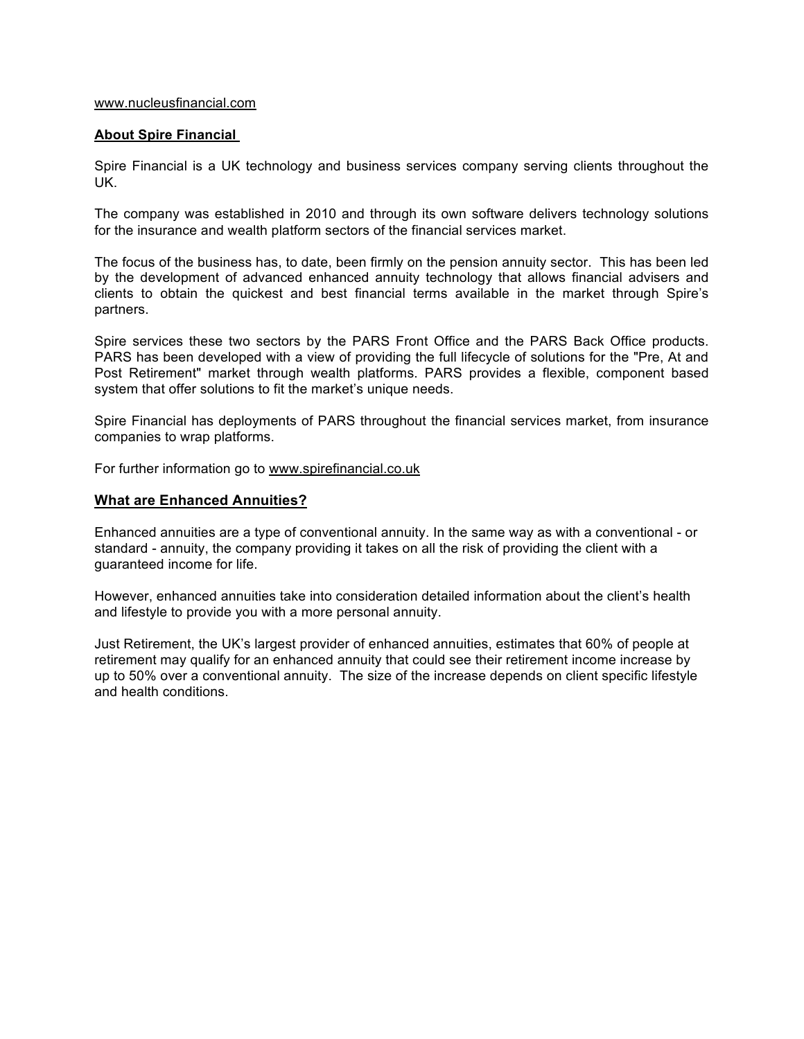www.nucleusfinancial.com

## About Spire Financial

Spire Financial is a UK technology and business services company serving clients throughout the UK.

The company was established in 2010 and through its own software delivers technology solutions for the insurance and wealth platform sectors of the financial services market.

The focus of the business has, to date, been firmly on the pension annuity sector. This has been led by the development of advanced enhanced annuity technology that allows financial advisers and clients to obtain the quickest and best financial terms available in the market through Spire's partners.

Spire services these two sectors by the PARS Front Office and the PARS Back Office products. PARS has been developed with a view of providing the full lifecycle of solutions for the "Pre, At and Post Retirement" market through wealth platforms. PARS provides a flexible, component based system that offer solutions to fit the market's unique needs.

Spire Financial has deployments of PARS throughout the financial services market, from insurance companies to wrap platforms.

For further information go to www.spirefinancial.co.uk

## What are Enhanced Annuities?

Enhanced annuities are a type of conventional annuity. In the same way as with a conventional - or standard - annuity, the company providing it takes on all the risk of providing the client with a guaranteed income for life.

However, enhanced annuities take into consideration detailed information about the client's health and lifestyle to provide you with a more personal annuity.

Just Retirement, the UK's largest provider of enhanced annuities, estimates that 60% of people at retirement may qualify for an enhanced annuity that could see their retirement income increase by up to 50% over a conventional annuity. The size of the increase depends on client specific lifestyle and health conditions.